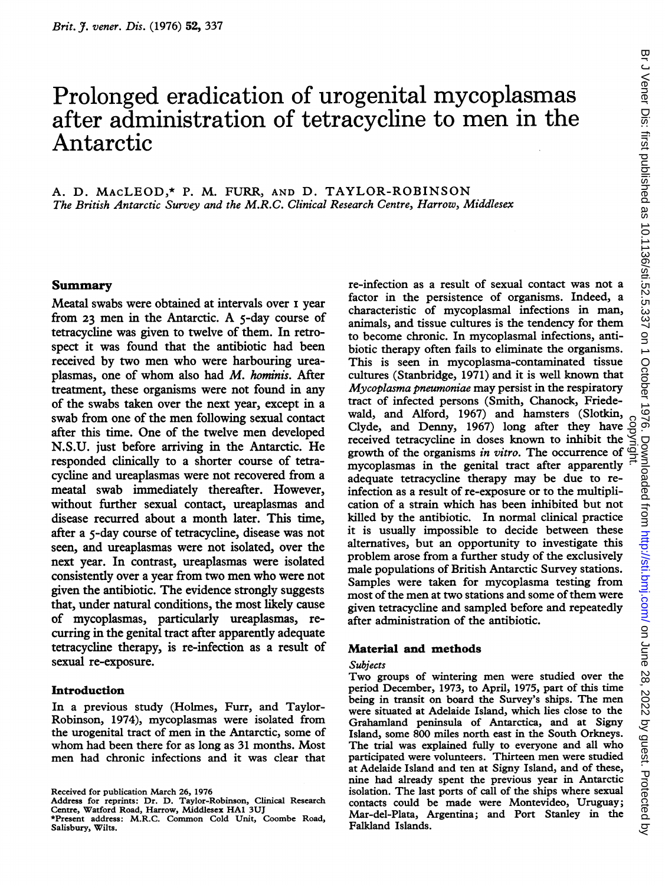# Prolonged eradication of urogenital mycoplasmas after administration of tetracycline to men in the Antarctic

A. D. MACLEOD,* P. M. FURR, AND D. TAYLOR-ROBINSON

*The British Antarctic Survey and the M.R.C. Clinical Research Centre, Harrow, Middlesex*

## Summary

Meatal swabs were obtained at intervals over 1 year from 23 men in the Antarctic. A 5-day course of tetracycline was given to twelve of them. In retrospect it was found that the antibiotic had been received by two men who were harbouring ureaplasmas, one of whom also had *M. hominis*. After treatment, these organisms were not found in any of the swabs taken over the next year, except in a swab from one of the men following sexual contact after this time. One of the twelve men developed N.S.U. just before arriving in the Antarctic. He responded clinically to a shorter course of tetracycline and ureaplasmas were not recovered from a meatal swab immediately thereafter. However, without further sexual contact, ureaplasmas and disease recurred about a month later. This time, after a 5-day course of tetracycline, disease was not seen, and ureaplasmas were not isolated, over the next year. In contrast, ureaplasmas were isolated consistently over a year from two men who were not given the antibiotic. The evidence strongly suggests that, under natural conditions, the most likely cause of mycoplasmas, particularly ureaplasmas, recurring in the genital tract after apparently adequate tetracycline therapy, is re-infection as a result of sexual re-exposure.

## Introduction

In a previous study (Holmes, Furr, and Taylor-Robinson, 1974), mycoplasmas were isolated from the urogenital tract of men in the Antarctic, some of whom had been there for as long as 31 months. Most men had chronic infections and it was clear that re-infection as a result of sexual contact was not a factor in the persistence of organisms. Indeed, a characteristic of mycoplasmal infections in man, animals, and tissue cultures is the tendency for them to become chronic. In mycoplasmal infections, antibiotic therapy often fails to eliminate the organisms. This is seen in mycoplasma-contaminated tissue cultures (Stanbridge, 1971) and it is well known that *Mycoplasma pneumoniae* may persist in the respiratory tract of infected persons (Smith, Chanock, Friedewald, and Alford, 1967) and hamsters (Slotkin, Clyde, and Denny, 1967) long after they have received tetracycline in doses known to inhibit the growth of the organisms *in vitro*. The occurrence of mycoplasmas in the genital tract after apparently adequate tetracycline therapy may be due to re-infection as a result of re-exposure or to the multiplication of a strain which has been inhibited but not killed by the antibiotic. In normal clinical practice it is usually impossible to decide between these alternatives, but an opportunity to investigate this problem arose from a further study of the exclusively male populations of British Antarctic Survey stations. Samples were taken for mycoplasma testing from most of the men at two stations and some of them were given tetracycline and sampled before and repeatedly after administration of the antibiotic.

## Material and methods

### Subjects

Two groups of wintering men were studied over the period December, 1973, to April, 1975, part of this time being in transit on board the Survey's ships. The men were situated at Adelaide Island, which lies close to the Grahamland peninsula of Antarctica, and at Signy Island, some 800 miles north east in the South Orkneys. The trial was explained fully to everyone and all who participated were volunteers. Thirteen men were studied at Adelaide Island and ten at Signy Island, and of these, nine had already spent the previous year in Antarctic isolation. The last ports of call of the ships where sexual contacts could be made were Montevideo, Uruguay; Mar-del-Plata, Argentina; and Port Stanley in the Falkland Islands.

Received for publication March 26, 1976

Address for reprints: Dr. D. Taylor-Robinson, Clinical Research Centre, Watford Road, Harrow, Middlesex HA1 3UJ

*Present address: M.R.C. Common Cold Unit, Coombe Road, Salisbury, Wilts.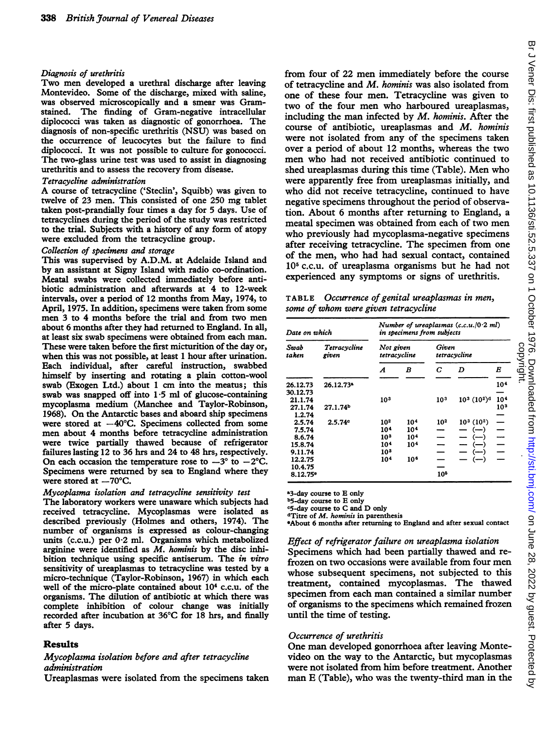### *Diagnosis of urethritis*

Two men developed a urethral discharge after leaving Montevideo. Some of the discharge, mixed with saline, was observed microscopically and a smear was Gram-stained. The finding of Gram-negative intracellular diplococci was taken as diagnostic of gonorrhoea. The diagnosis of non-specific urethritis (NSU) was based on the occurrence of leucocytes but the failure to find diplococci. It was not possible to culture for gonococci. The two-glass urine test was used to assist in diagnosing urethritis and to assess the recovery from disease.

### *Tetracycline administration*

A course of tetracycline ('Steclin', Squibb) was given to twelve of 23 men. This consisted of one 250 mg tablet taken post-prandially four times a day for 5 days. Use of tetracyclines during the period of the study was restricted to the trial. Subjects with a history of any form of atopy were excluded from the tetracycline group.

### *Collection of specimens and storage*

This was supervised by A.D.M. at Adelaide Island and by an assistant at Signy Island with radio co-ordination. Meatal swabs were collected immediately before antibiotic administration and afterwards at 4 to 12-week intervals, over a period of 12 months from May, 1974, to April, 1975. In addition, specimens were taken from some men 3 to 4 months before the trial and from two men about 6 months after they had returned to England. In all, at least six swab specimens were obtained from each man. These were taken before the first micturition of the day or, when this was not possible, at least 1 hour after urination. Each individual, after careful instruction, swabbed himself by inserting and rotating a plain cotton-wool swab (Exogen Ltd.) about 1 cm into the meatus; this swab was snapped off into 1·5 ml of glucose-containing mycoplasma medium (Manchee and Taylor-Robinson, 1968). On the Antarctic bases and aboard ship specimens were stored at −40°C. Specimens collected from some men about 4 months before tetracycline administration were twice partially thawed because of refrigerator failures lasting 12 to 36 hrs and 24 to 48 hrs, respectively. On each occasion the temperature rose to −3° to −2°C. Specimens were returned by sea to England where they were stored at −70°C.

### *Mycoplasma isolation and tetracycline sensitivity test*

The laboratory workers were unaware which subjects had received tetracycline. Mycoplasmas were isolated as described previously (Holmes and others, 1974). The number of organisms is expressed as colour-changing units (c.c.u.) per 0·2 ml. Organisms which metabolized arginine were identified as *M. hominis* by the disc inhibition technique using specific antiserum. The *in vitro* sensitivity of ureaplasmas to tetracycline was tested by a micro-technique (Taylor-Robinson, 1967) in which each well of the micro-plate contained about $10^4$ c.c.u. of the organisms. The dilution of antibiotic at which there was complete inhibition of colour change was initially recorded after incubation at 36°C for 18 hrs, and finally after 5 days.

## Results

### *Mycoplasma isolation before and after tetracycline administration*

Ureaplasmas were isolated from the specimens taken from four of 22 men immediately before the course of tetracycline and *M. hominis* was also isolated from one of these four men. Tetracycline was given to two of the four men who harboured ureaplasmas, including the man infected by *M. hominis*. After the course of antibiotic, ureaplasmas and *M. hominis* were not isolated from any of the specimens taken over a period of about 12 months, whereas the two men who had not received antibiotic continued to shed ureaplasmas during this time (Table). Men who were apparently free from ureaplasmas initially, and who did not receive tetracycline, continued to have negative specimens throughout the period of observation. About 6 months after returning to England, a meatal specimen was obtained from each of two men who previously had mycoplasma-negative specimens after receiving tetracycline. The specimen from one of the men, who had had sexual contact, contained $10^5$ c.c.u. of ureaplasma organisms but he had not experienced any symptoms or signs of urethritis.

TABLE *Occurrence of genital ureaplasmas in men, some of whom were given tetracycline*

| Date on which | | Number of ureaplasmas (c.c.u./0·2 ml) in specimens from subjects | | | | |
|---|---|---|---|---|---|---|
| Swab taken | Tetracycline given | Not given tetracycline | | Given tetracycline | | |
| | | A | B | C | D | E |
| 26.12.73 | 26.12.73[a] | | | | | $10^4$ |
| 30.12.73 | | | | | | — |
| 21.1.74 | | $10^3$ | | $10^3$ | $10^3$ ($10^2$)[d] | $10^4$ |
| 27.1.74 | 27.1.74[b] | | | | | $10^3$ |
| 1.2.74 | | | | | | — |
| 2.5.74 | 2.5.74[c] | $10^2$ | $10^4$ | $10^2$ | $10^3$ ($10^2$) | — |
| 7.5.74 | | $10^4$ | $10^4$ | — | — (—) | — |
| 8.6.74 | | $10^3$ | $10^4$ | — | — (—) | — |
| 15.8.74 | | $10^4$ | $10^4$ | — | — (—) | — |
| 9.11.74 | | $10^3$ | | — | — (—) | — |
| 12.2.75 | | $10^4$ | $10^6$ | — | — (—) | — |
| 10.4.75 | | | | — | | |
| 8.12.75[e] | | | | $10^5$ | | |

[a]3-day course to E only
[b]5-day course to E only
[c]5-day course to C and D only
[d]Titre of *M. hominis* in parenthesis
[e]About 6 months after returning to England and after sexual contact

### *Effect of refrigerator failure on ureaplasma isolation*

Specimens which had been partially thawed and refrozen on two occasions were available from four men whose subsequent specimens, not subjected to this treatment, contained mycoplasmas. The thawed specimen from each man contained a similar number of organisms to the specimens which remained frozen until the time of testing.

### *Occurrence of urethritis*

One man developed gonorrhoea after leaving Montevideo on the way to the Antarctic, but mycoplasmas were not isolated from him before treatment. Another man E (Table), who was the twenty-third man in the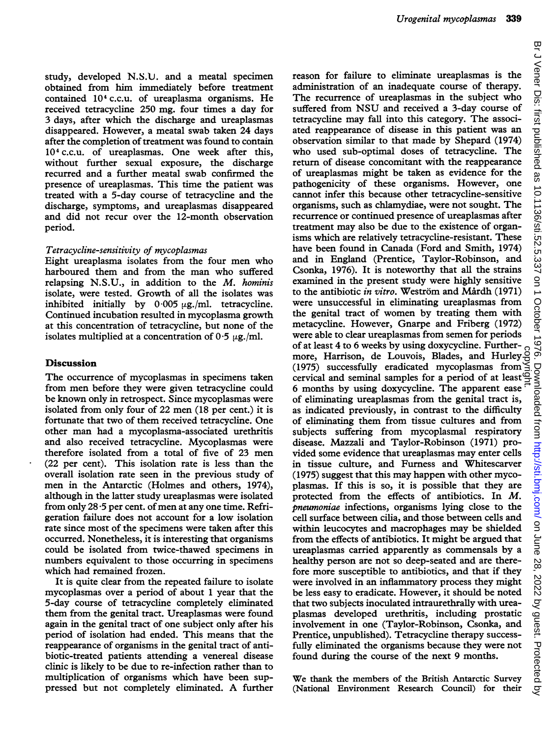study, developed N.S.U. and a meatal specimen obtained from him immediately before treatment contained $10^4$ c.c.u. of ureaplasma organisms. He received tetracycline 250 mg. four times a day for 3 days, after which the discharge and ureaplasmas disappeared. However, a meatal swab taken 24 days after the completion of treatment was found to contain $10^4$ c.c.u. of ureaplasmas. One week after this, without further sexual exposure, the discharge recurred and a further meatal swab confirmed the presence of ureaplasmas. This time the patient was treated with a 5-day course of tetracycline and the discharge, symptoms, and ureaplasmas disappeared and did not recur over the 12-month observation period.

*Tetracycline-sensitivity of mycoplasmas*

Eight ureaplasma isolates from the four men who harboured them and from the man who suffered relapsing N.S.U., in addition to the *M. hominis* isolate, were tested. Growth of all the isolates was inhibited initially by 0·005 μg./ml. tetracycline. Continued incubation resulted in mycoplasma growth at this concentration of tetracycline, but none of the isolates multiplied at a concentration of 0·5 μg./ml.

## Discussion

The occurrence of mycoplasmas in specimens taken from men before they were given tetracycline could be known only in retrospect. Since mycoplasmas were isolated from only four of 22 men (18 per cent.) it is fortunate that two of them received tetracycline. One other man had a mycoplasma-associated urethritis and also received tetracycline. Mycoplasmas were therefore isolated from a total of five of 23 men (22 per cent). This isolation rate is less than the overall isolation rate seen in the previous study of men in the Antarctic (Holmes and others, 1974), although in the latter study ureaplasmas were isolated from only 28·5 per cent. of men at any one time. Refrigeration failure does not account for a low isolation rate since most of the specimens were taken after this occurred. Nonetheless, it is interesting that organisms could be isolated from twice-thawed specimens in numbers equivalent to those occurring in specimens which had remained frozen.

It is quite clear from the repeated failure to isolate mycoplasmas over a period of about 1 year that the 5-day course of tetracycline completely eliminated them from the genital tract. Ureaplasmas were found again in the genital tract of one subject only after his period of isolation had ended. This means that the reappearance of organisms in the genital tract of antibiotic-treated patients attending a venereal disease clinic is likely to be due to re-infection rather than to multiplication of organisms which have been suppressed but not completely eliminated. A further reason for failure to eliminate ureaplasmas is the administration of an inadequate course of therapy. The recurrence of ureaplasmas in the subject who suffered from NSU and received a 3-day course of tetracycline may fall into this category. The associated reappearance of disease in this patient was an observation similar to that made by Shepard (1974) who used sub-optimal doses of tetracycline. The return of disease concomitant with the reappearance of ureaplasmas might be taken as evidence for the pathogenicity of these organisms. However, one cannot infer this because other tetracycline-sensitive organisms, such as chlamydiae, were not sought. The recurrence or continued presence of ureaplasmas after treatment may also be due to the existence of organisms which are relatively tetracycline-resistant. These have been found in Canada (Ford and Smith, 1974) and in England (Prentice, Taylor-Robinson, and Csonka, 1976). It is noteworthy that all the strains examined in the present study were highly sensitive to the antibiotic *in vitro*. Weström and Mårdh (1971) were unsuccessful in eliminating ureaplasmas from the genital tract of women by treating them with metacycline. However, Gnarpe and Friberg (1972) were able to clear ureaplasmas from semen for periods of at least 4 to 6 weeks by using doxycycline. Furthermore, Harrison, de Louvois, Blades, and Hurley (1975) successfully eradicated mycoplasmas from cervical and seminal samples for a period of at least 6 months by using doxycycline. The apparent ease of eliminating ureaplasmas from the genital tract is, as indicated previously, in contrast to the difficulty of eliminating them from tissue cultures and from subjects suffering from mycoplasmal respiratory disease. Mazzali and Taylor-Robinson (1971) provided some evidence that ureaplasmas may enter cells in tissue culture, and Furness and Whitescarver (1975) suggest that this may happen with other mycoplasmas. If this is so, it is possible that they are protected from the effects of antibiotics. In *M. pneumoniae* infections, organisms lying close to the cell surface between cilia, and those between cells and within leucocytes and macrophages may be shielded from the effects of antibiotics. It might be argued that ureaplasmas carried apparently as commensals by a healthy person are not so deep-seated and are therefore more susceptible to antibiotics, and that if they were involved in an inflammatory process they might be less easy to eradicate. However, it should be noted that two subjects inoculated intraurethrally with ureaplasmas developed urethritis, including prostatic involvement in one (Taylor-Robinson, Csonka, and Prentice, unpublished). Tetracycline therapy successfully eliminated the organisms because they were not found during the course of the next 9 months.

We thank the members of the British Antarctic Survey (National Environment Research Council) for their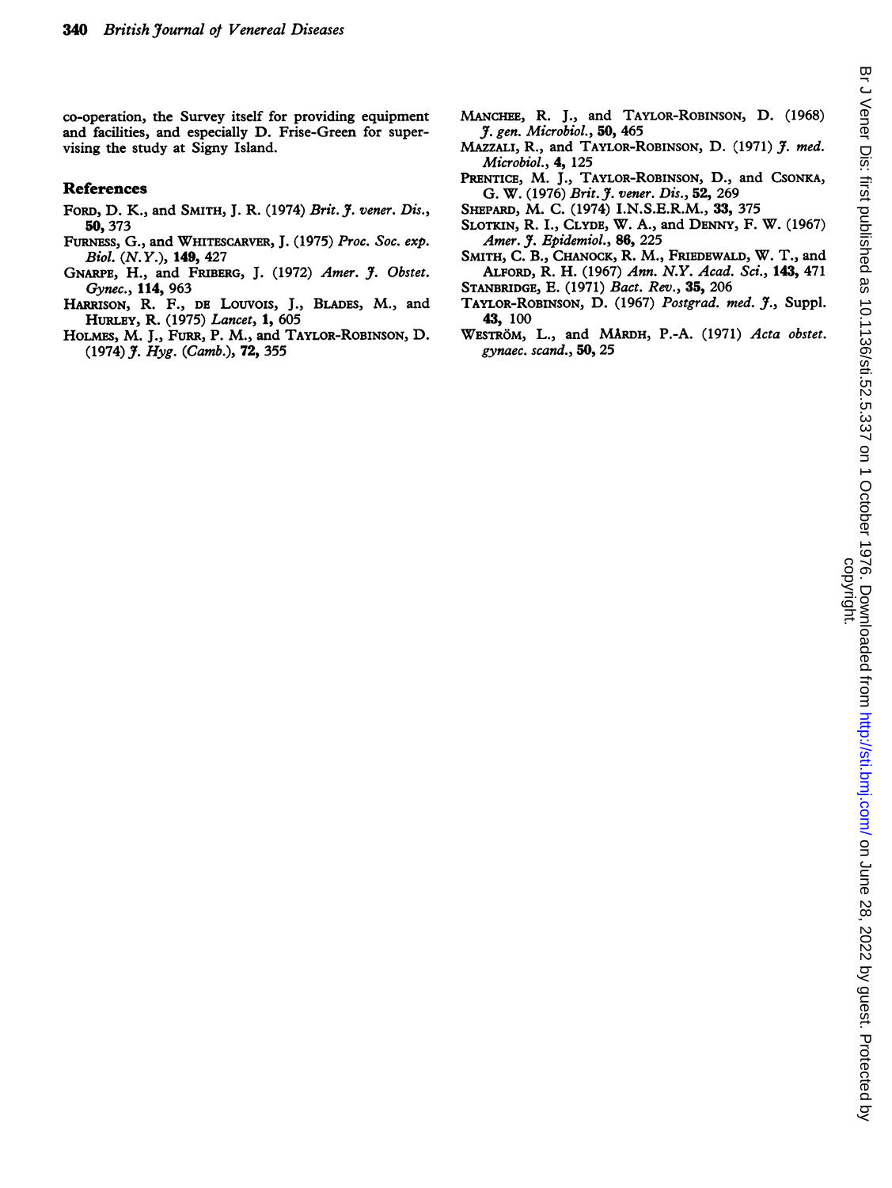co-operation, the Survey itself for providing equipment and facilities, and especially D. Frise-Green for supervising the study at Signy Island.

## References

FORD, D. K., and SMITH, J. R. (1974) *Brit. J. vener. Dis.*, **50**, 373

FURNESS, G., and WHITESCARVER, J. (1975) *Proc. Soc. exp. Biol. (N.Y.)*, **149**, 427

GNARPE, H., and FRIBERG, J. (1972) *Amer. J. Obstet. Gynec.*, **114**, 963

HARRISON, R. F., DE LOUVOIS, J., BLADES, M., and HURLEY, R. (1975) *Lancet*, **1**, 605

HOLMES, M. J., FURR, P. M., and TAYLOR-ROBINSON, D. (1974) *J. Hyg. (Camb.)*, **72**, 355

MANCHEE, R. J., and TAYLOR-ROBINSON, D. (1968) *J. gen. Microbiol.*, **50**, 465

MAZZALI, R., and TAYLOR-ROBINSON, D. (1971) *J. med. Microbiol.*, **4**, 125

PRENTICE, M. J., TAYLOR-ROBINSON, D., and CSONKA, G. W. (1976) *Brit. J. vener. Dis.*, **52**, 269

SHEPARD, M. C. (1974) I.N.S.E.R.M., **33**, 375

SLOTKIN, R. I., CLYDE, W. A., and DENNY, F. W. (1967) *Amer. J. Epidemiol.*, **86**, 225

SMITH, C. B., CHANOCK, R. M., FRIEDEWALD, W. T., and ALFORD, R. H. (1967) *Ann. N.Y. Acad. Sci.*, **143**, 471

STANBRIDGE, E. (1971) *Bact. Rev.*, **35**, 206

TAYLOR-ROBINSON, D. (1967) *Postgrad. med. J.*, Suppl. **43**, 100

WESTRÖM, L., and MÅRDH, P.-A. (1971) *Acta obstet. gynaec. scand.*, **50**, 25